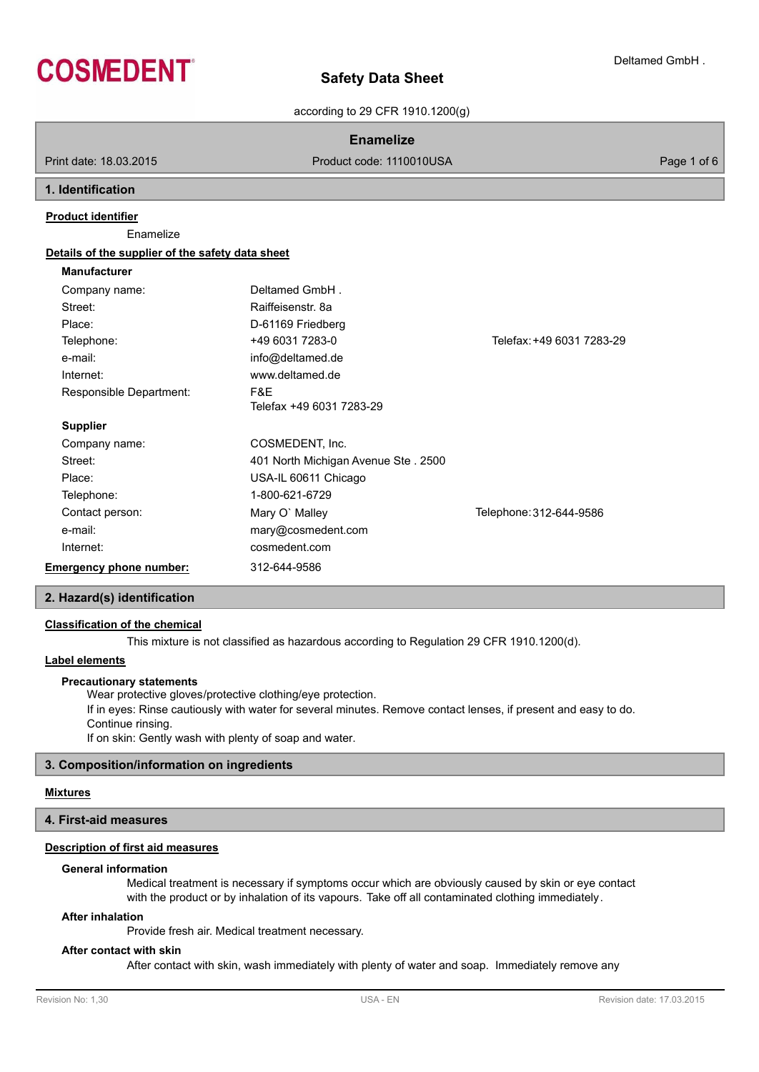# Safety Data Sheet

according to 29 CFR 1910.1200(g)

**Enamelize**

Print date: 18.03.2015 | Product code: 1110010USA

## 1. Identification

**Product identifier**

Enamelize

**Details of the supplier of the safety data sheet**

**Manufacturer**

| | | |
|---|---|---|
| Company name: | Deltamed GmbH . | |
| Street: | Raiffeisenstr. 8a | |
| Place: | D-61169 Friedberg | |
| Telephone: | +49 6031 7283-0 | Telefax: +49 6031 7283-29 |
| e-mail: | info@deltamed.de | |
| Internet: | www.deltamed.de | |
| Responsible Department: | F&E<br>Telefax +49 6031 7283-29 | |

**Supplier**

| | | |
|---|---|---|
| Company name: | COSMEDENT, Inc. | |
| Street: | 401 North Michigan Avenue Ste . 2500 | |
| Place: | USA-IL 60611 Chicago | |
| Telephone: | 1-800-621-6729 | |
| Contact person: | Mary O` Malley | Telephone: 312-644-9586 |
| e-mail: | mary@cosmedent.com | |
| Internet: | cosmedent.com | |

**Emergency phone number:** 312-644-9586

## 2. Hazard(s) identification

**Classification of the chemical**

This mixture is not classified as hazardous according to Regulation 29 CFR 1910.1200(d).

**Label elements**

**Precautionary statements**

Wear protective gloves/protective clothing/eye protection.
If in eyes: Rinse cautiously with water for several minutes. Remove contact lenses, if present and easy to do. Continue rinsing.
If on skin: Gently wash with plenty of soap and water.

## 3. Composition/information on ingredients

**Mixtures**

## 4. First-aid measures

**Description of first aid measures**

**General information**

Medical treatment is necessary if symptoms occur which are obviously caused by skin or eye contact with the product or by inhalation of its vapours. Take off all contaminated clothing immediately.

**After inhalation**

Provide fresh air. Medical treatment necessary.

**After contact with skin**

After contact with skin, wash immediately with plenty of water and soap. Immediately remove any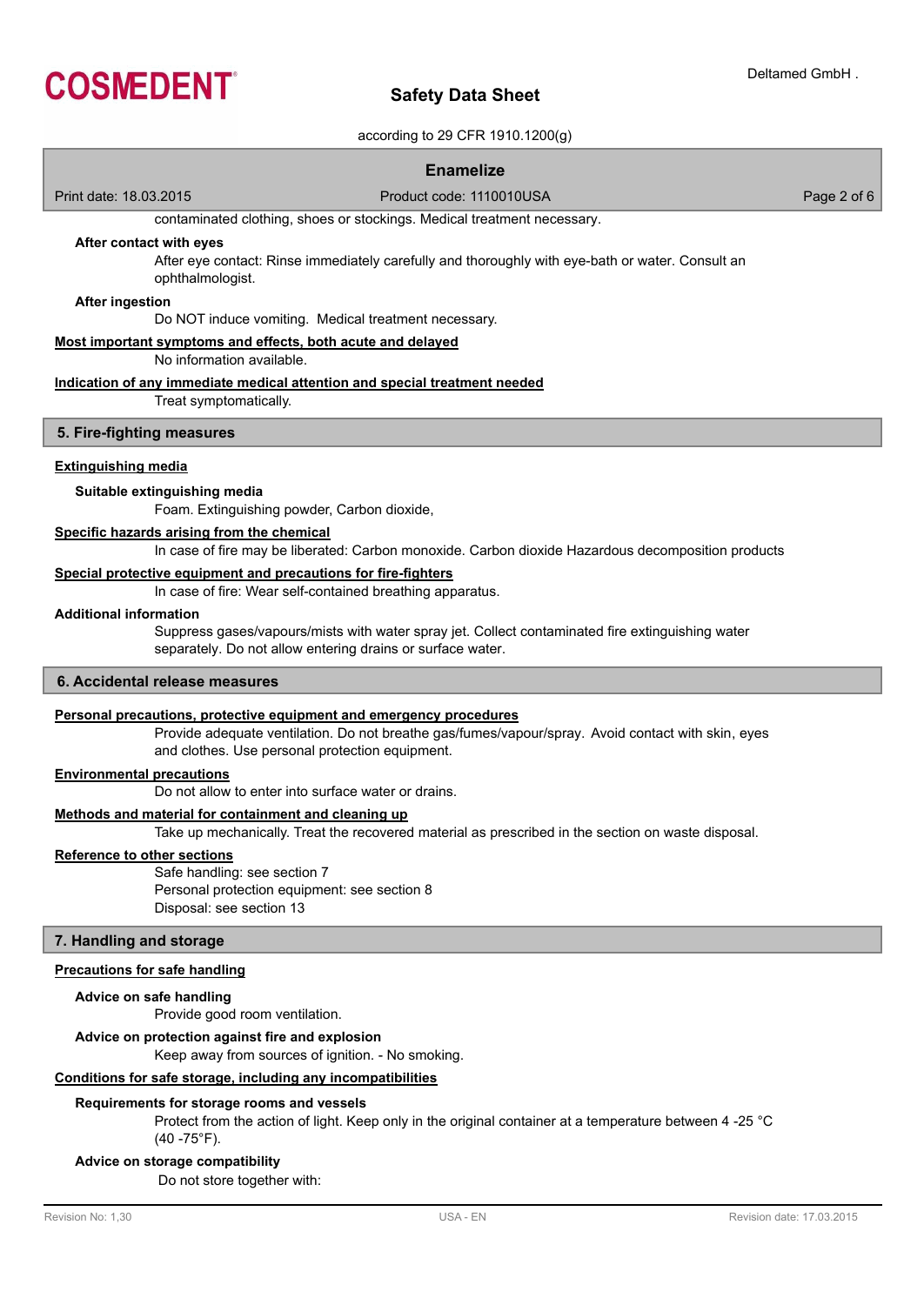contaminated clothing, shoes or stockings. Medical treatment necessary.

**After contact with eyes**

After eye contact: Rinse immediately carefully and thoroughly with eye-bath or water. Consult an ophthalmologist.

**After ingestion**

Do NOT induce vomiting. Medical treatment necessary.

**Most important symptoms and effects, both acute and delayed**

No information available.

**Indication of any immediate medical attention and special treatment needed**

Treat symptomatically.

## 5. Fire-fighting measures

**Extinguishing media**

**Suitable extinguishing media**

Foam. Extinguishing powder, Carbon dioxide,

**Specific hazards arising from the chemical**

In case of fire may be liberated: Carbon monoxide. Carbon dioxide Hazardous decomposition products

**Special protective equipment and precautions for fire-fighters**

In case of fire: Wear self-contained breathing apparatus.

**Additional information**

Suppress gases/vapours/mists with water spray jet. Collect contaminated fire extinguishing water separately. Do not allow entering drains or surface water.

## 6. Accidental release measures

**Personal precautions, protective equipment and emergency procedures**

Provide adequate ventilation. Do not breathe gas/fumes/vapour/spray. Avoid contact with skin, eyes and clothes. Use personal protection equipment.

**Environmental precautions**

Do not allow to enter into surface water or drains.

**Methods and material for containment and cleaning up**

Take up mechanically. Treat the recovered material as prescribed in the section on waste disposal.

**Reference to other sections**

Safe handling: see section 7
Personal protection equipment: see section 8
Disposal: see section 13

## 7. Handling and storage

**Precautions for safe handling**

**Advice on safe handling**

Provide good room ventilation.

**Advice on protection against fire and explosion**

Keep away from sources of ignition. - No smoking.

**Conditions for safe storage, including any incompatibilities**

**Requirements for storage rooms and vessels**

Protect from the action of light. Keep only in the original container at a temperature between 4 -25 °C (40 -75°F).

**Advice on storage compatibility**

Do not store together with: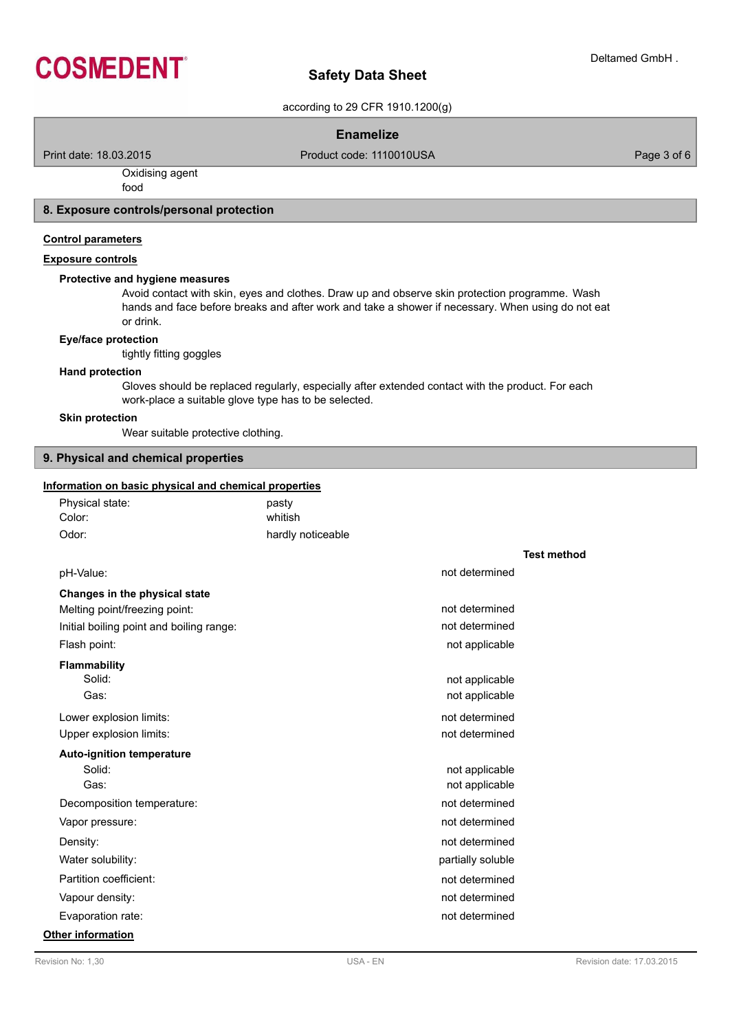Oxidising agent
food

## 8. Exposure controls/personal protection

**Control parameters**

**Exposure controls**

**Protective and hygiene measures**

Avoid contact with skin, eyes and clothes. Draw up and observe skin protection programme. Wash hands and face before breaks and after work and take a shower if necessary. When using do not eat or drink.

**Eye/face protection**

tightly fitting goggles

**Hand protection**

Gloves should be replaced regularly, especially after extended contact with the product. For each work-place a suitable glove type has to be selected.

**Skin protection**

Wear suitable protective clothing.

## 9. Physical and chemical properties

**Information on basic physical and chemical properties**

| | | |
|---|---|---|
| Physical state: | pasty | |
| Color: | whitish | |
| Odor: | hardly noticeable | |

| | | Test method |
|---|---|---|
| pH-Value: | not determined | |
| **Changes in the physical state** | | |
| Melting point/freezing point: | not determined | |
| Initial boiling point and boiling range: | not determined | |
| Flash point: | not applicable | |
| **Flammability** | | |
| Solid: | not applicable | |
| Gas: | not applicable | |
| Lower explosion limits: | not determined | |
| Upper explosion limits: | not determined | |
| **Auto-ignition temperature** | | |
| Solid: | not applicable | |
| Gas: | not applicable | |
| Decomposition temperature: | not determined | |
| Vapor pressure: | not determined | |
| Density: | not determined | |
| Water solubility: | partially soluble | |
| Partition coefficient: | not determined | |
| Vapour density: | not determined | |
| Evaporation rate: | not determined | |

**Other information**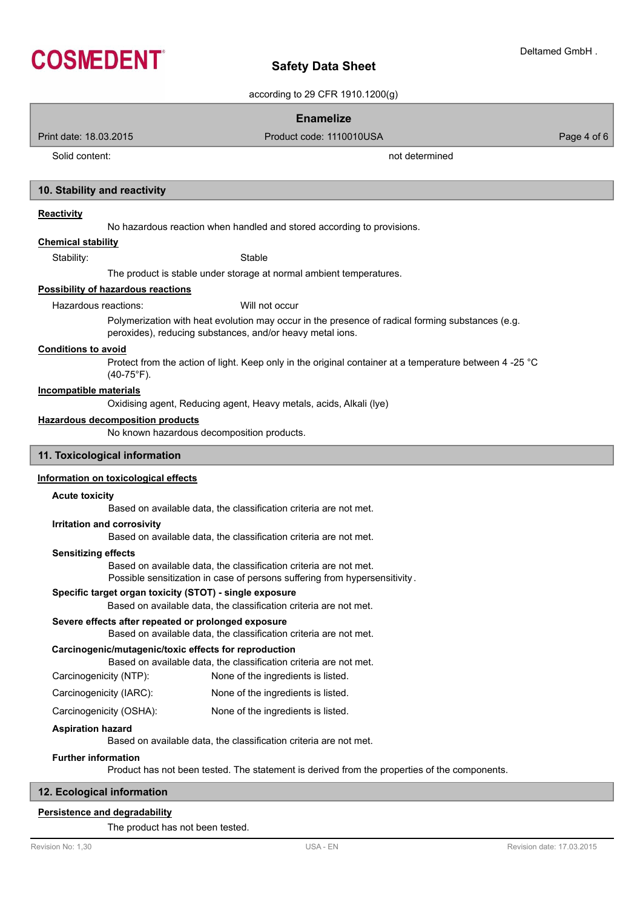| | |
|---|---|
| Solid content: | not determined |

## 10. Stability and reactivity

### Reactivity

No hazardous reaction when handled and stored according to provisions.

### Chemical stability

| | |
|---|---|
| Stability: | Stable |

The product is stable under storage at normal ambient temperatures.

### Possibility of hazardous reactions

| | |
|---|---|
| Hazardous reactions: | Will not occur |

Polymerization with heat evolution may occur in the presence of radical forming substances (e.g. peroxides), reducing substances, and/or heavy metal ions.

### Conditions to avoid

Protect from the action of light. Keep only in the original container at a temperature between 4 -25 °C (40-75°F).

### Incompatible materials

Oxidising agent, Reducing agent, Heavy metals, acids, Alkali (lye)

### Hazardous decomposition products

No known hazardous decomposition products.

## 11. Toxicological information

### Information on toxicological effects

**Acute toxicity**

Based on available data, the classification criteria are not met.

**Irritation and corrosivity**

Based on available data, the classification criteria are not met.

**Sensitizing effects**

Based on available data, the classification criteria are not met.
Possible sensitization in case of persons suffering from hypersensitivity.

**Specific target organ toxicity (STOT) - single exposure**

Based on available data, the classification criteria are not met.

**Severe effects after repeated or prolonged exposure**

Based on available data, the classification criteria are not met.

**Carcinogenic/mutagenic/toxic effects for reproduction**

Based on available data, the classification criteria are not met.

| | |
|---|---|
| Carcinogenicity (NTP): | None of the ingredients is listed. |
| Carcinogenicity (IARC): | None of the ingredients is listed. |
| Carcinogenicity (OSHA): | None of the ingredients is listed. |

**Aspiration hazard**

Based on available data, the classification criteria are not met.

**Further information**

Product has not been tested. The statement is derived from the properties of the components.

## 12. Ecological information

### Persistence and degradability

The product has not been tested.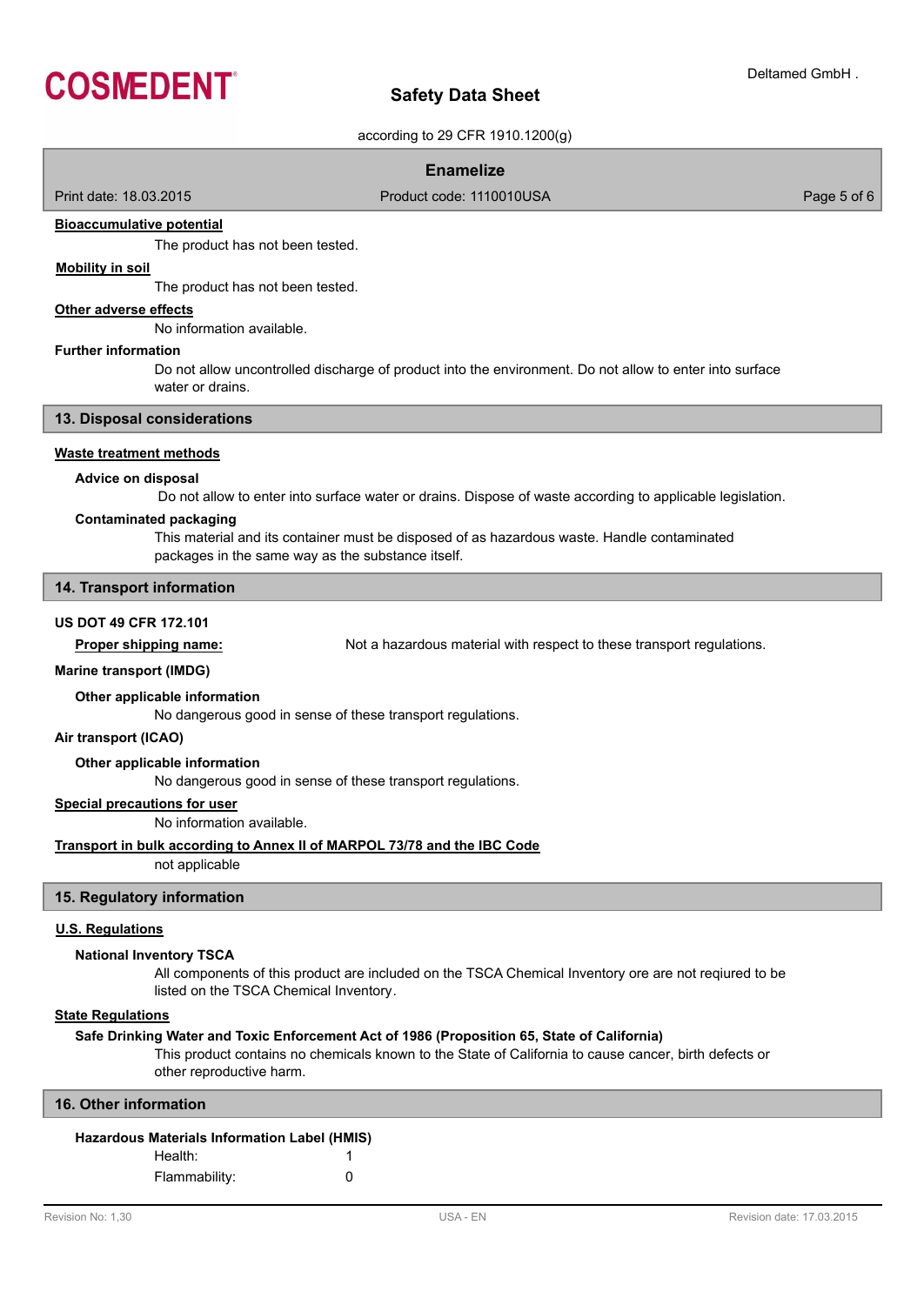**Bioaccumulative potential**

The product has not been tested.

**Mobility in soil**

The product has not been tested.

**Other adverse effects**

No information available.

**Further information**

Do not allow uncontrolled discharge of product into the environment. Do not allow to enter into surface water or drains.

## 13. Disposal considerations

**Waste treatment methods**

**Advice on disposal**

Do not allow to enter into surface water or drains. Dispose of waste according to applicable legislation.

**Contaminated packaging**

This material and its container must be disposed of as hazardous waste. Handle contaminated packages in the same way as the substance itself.

## 14. Transport information

**US DOT 49 CFR 172.101**

**Proper shipping name:** Not a hazardous material with respect to these transport regulations.

**Marine transport (IMDG)**

**Other applicable information**

No dangerous good in sense of these transport regulations.

**Air transport (ICAO)**

**Other applicable information**

No dangerous good in sense of these transport regulations.

**Special precautions for user**

No information available.

**Transport in bulk according to Annex II of MARPOL 73/78 and the IBC Code**

not applicable

## 15. Regulatory information

**U.S. Regulations**

**National Inventory TSCA**

All components of this product are included on the TSCA Chemical Inventory ore are not reqiured to be listed on the TSCA Chemical Inventory.

**State Regulations**

**Safe Drinking Water and Toxic Enforcement Act of 1986 (Proposition 65, State of California)**

This product contains no chemicals known to the State of California to cause cancer, birth defects or other reproductive harm.

## 16. Other information

**Hazardous Materials Information Label (HMIS)**

| | |
|---|---|
| Health: | 1 |
| Flammability: | 0 |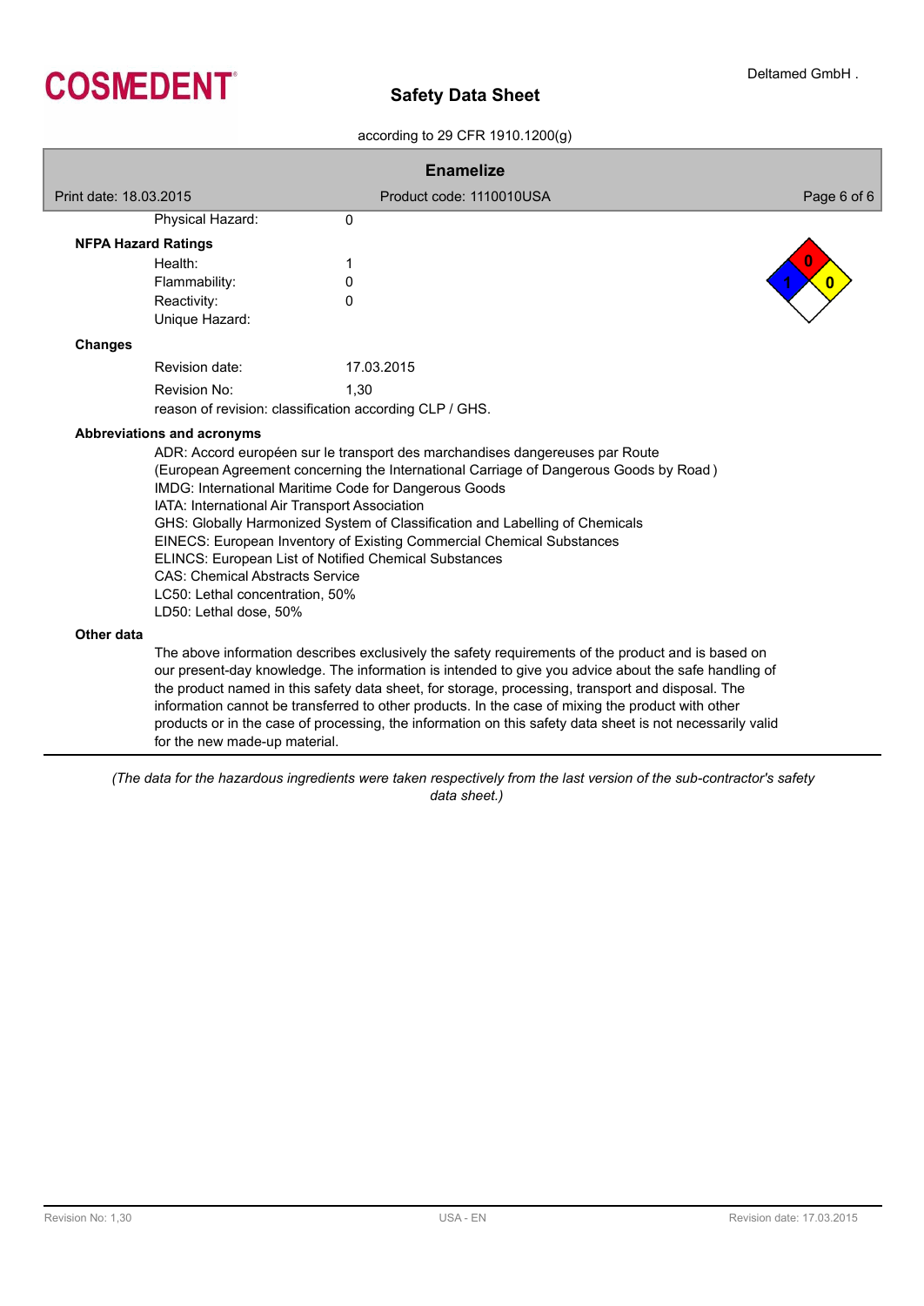Physical Hazard: 0

**NFPA Hazard Ratings**

| | |
|---|---|
| Health: | 1 |
| Flammability: | 0 |
| Reactivity: | 0 |
| Unique Hazard: | |

**Changes**

| | |
|---|---|
| Revision date: | 17.03.2015 |
| Revision No: | 1,30 |

reason of revision: classification according CLP / GHS.

**Abbreviations and acronyms**

ADR: Accord européen sur le transport des marchandises dangereuses par Route
(European Agreement concerning the International Carriage of Dangerous Goods by Road )
IMDG: International Maritime Code for Dangerous Goods
IATA: International Air Transport Association
GHS: Globally Harmonized System of Classification and Labelling of Chemicals
EINECS: European Inventory of Existing Commercial Chemical Substances
ELINCS: European List of Notified Chemical Substances
CAS: Chemical Abstracts Service
LC50: Lethal concentration, 50%
LD50: Lethal dose, 50%

**Other data**

The above information describes exclusively the safety requirements of the product and is based on our present-day knowledge. The information is intended to give you advice about the safe handling of the product named in this safety data sheet, for storage, processing, transport and disposal. The information cannot be transferred to other products. In the case of mixing the product with other products or in the case of processing, the information on this safety data sheet is not necessarily valid for the new made-up material.

*(The data for the hazardous ingredients were taken respectively from the last version of the sub-contractor's safety data sheet.)*